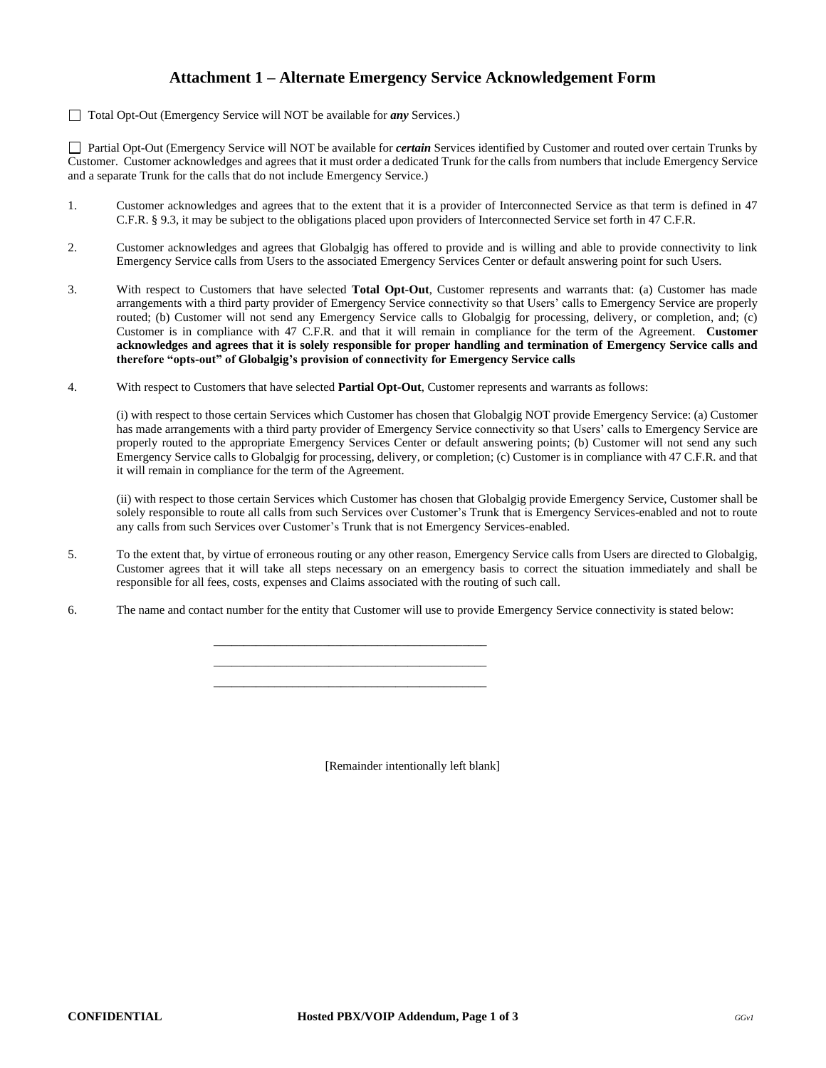# Attachment 1 – Alternate Emergency Service Acknowledgement Form

☐ Total Opt-Out (Emergency Service will NOT be available for ***any*** Services.)

☐ Partial Opt-Out (Emergency Service will NOT be available for ***certain*** Services identified by Customer and routed over certain Trunks by Customer. Customer acknowledges and agrees that it must order a dedicated Trunk for the calls from numbers that include Emergency Service and a separate Trunk for the calls that do not include Emergency Service.)

1. Customer acknowledges and agrees that to the extent that it is a provider of Interconnected Service as that term is defined in 47 C.F.R. § 9.3, it may be subject to the obligations placed upon providers of Interconnected Service set forth in 47 C.F.R.

2. Customer acknowledges and agrees that Globalgig has offered to provide and is willing and able to provide connectivity to link Emergency Service calls from Users to the associated Emergency Services Center or default answering point for such Users.

3. With respect to Customers that have selected **Total Opt-Out**, Customer represents and warrants that: (a) Customer has made arrangements with a third party provider of Emergency Service connectivity so that Users' calls to Emergency Service are properly routed; (b) Customer will not send any Emergency Service calls to Globalgig for processing, delivery, or completion, and; (c) Customer is in compliance with 47 C.F.R. and that it will remain in compliance for the term of the Agreement. **Customer acknowledges and agrees that it is solely responsible for proper handling and termination of Emergency Service calls and therefore "opts-out" of Globalgig's provision of connectivity for Emergency Service calls**

4. With respect to Customers that have selected **Partial Opt-Out**, Customer represents and warrants as follows:

   (i) with respect to those certain Services which Customer has chosen that Globalgig NOT provide Emergency Service: (a) Customer has made arrangements with a third party provider of Emergency Service connectivity so that Users' calls to Emergency Service are properly routed to the appropriate Emergency Services Center or default answering points; (b) Customer will not send any such Emergency Service calls to Globalgig for processing, delivery, or completion; (c) Customer is in compliance with 47 C.F.R. and that it will remain in compliance for the term of the Agreement.

   (ii) with respect to those certain Services which Customer has chosen that Globalgig provide Emergency Service, Customer shall be solely responsible to route all calls from such Services over Customer's Trunk that is Emergency Services-enabled and not to route any calls from such Services over Customer's Trunk that is not Emergency Services-enabled.

5. To the extent that, by virtue of erroneous routing or any other reason, Emergency Service calls from Users are directed to Globalgig, Customer agrees that it will take all steps necessary on an emergency basis to correct the situation immediately and shall be responsible for all fees, costs, expenses and Claims associated with the routing of such call.

6. The name and contact number for the entity that Customer will use to provide Emergency Service connectivity is stated below:

   _____________________________________________

   _____________________________________________

   _____________________________________________

[Remainder intentionally left blank]

**CONFIDENTIAL** **Hosted PBX/VOIP Addendum** *GGv1*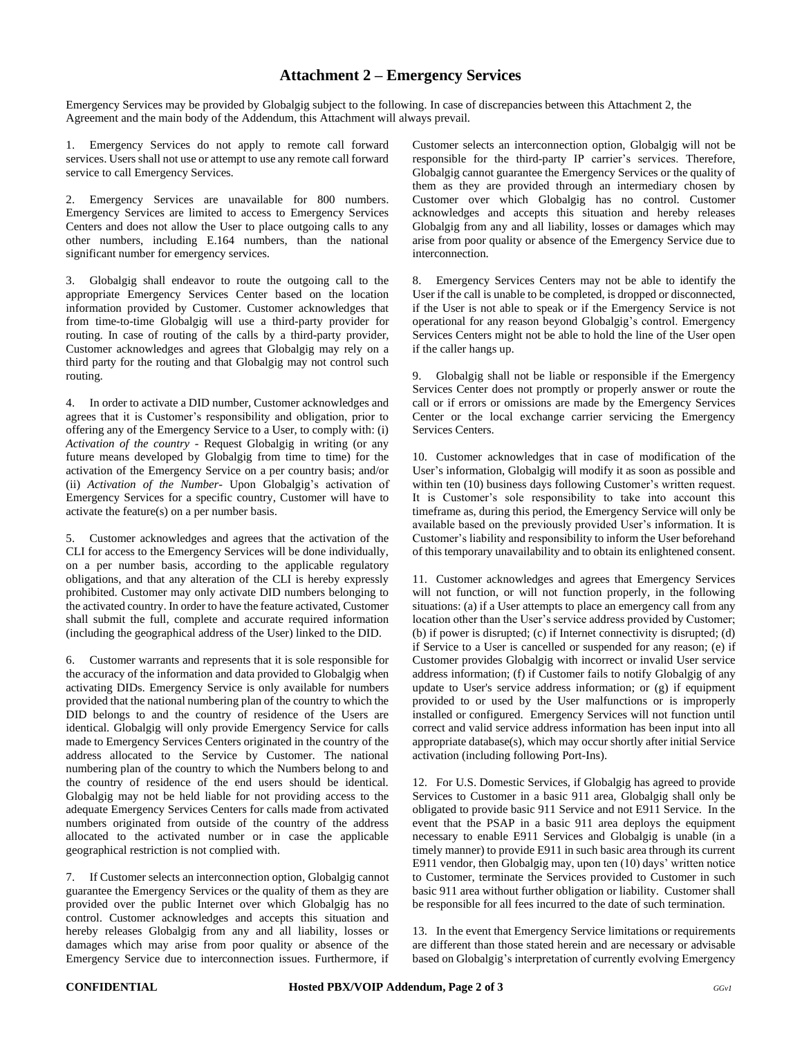## Attachment 2 – Emergency Services

Emergency Services may be provided by Globalgig subject to the following. In case of discrepancies between this Attachment 2, the Agreement and the main body of the Addendum, this Attachment will always prevail.

1. Emergency Services do not apply to remote call forward services. Users shall not use or attempt to use any remote call forward service to call Emergency Services.

2. Emergency Services are unavailable for 800 numbers. Emergency Services are limited to access to Emergency Services Centers and does not allow the User to place outgoing calls to any other numbers, including E.164 numbers, than the national significant number for emergency services.

3. Globalgig shall endeavor to route the outgoing call to the appropriate Emergency Services Center based on the location information provided by Customer. Customer acknowledges that from time-to-time Globalgig will use a third-party provider for routing. In case of routing of the calls by a third-party provider, Customer acknowledges and agrees that Globalgig may rely on a third party for the routing and that Globalgig may not control such routing.

4. In order to activate a DID number, Customer acknowledges and agrees that it is Customer's responsibility and obligation, prior to offering any of the Emergency Service to a User, to comply with: (i) *Activation of the country* - Request Globalgig in writing (or any future means developed by Globalgig from time to time) for the activation of the Emergency Service on a per country basis; and/or (ii) *Activation of the Number*- Upon Globalgig's activation of Emergency Services for a specific country, Customer will have to activate the feature(s) on a per number basis.

5. Customer acknowledges and agrees that the activation of the CLI for access to the Emergency Services will be done individually, on a per number basis, according to the applicable regulatory obligations, and that any alteration of the CLI is hereby expressly prohibited. Customer may only activate DID numbers belonging to the activated country. In order to have the feature activated, Customer shall submit the full, complete and accurate required information (including the geographical address of the User) linked to the DID.

6. Customer warrants and represents that it is sole responsible for the accuracy of the information and data provided to Globalgig when activating DIDs. Emergency Service is only available for numbers provided that the national numbering plan of the country to which the DID belongs to and the country of residence of the Users are identical. Globalgig will only provide Emergency Service for calls made to Emergency Services Centers originated in the country of the address allocated to the Service by Customer. The national numbering plan of the country to which the Numbers belong to and the country of residence of the end users should be identical. Globalgig may not be held liable for not providing access to the adequate Emergency Services Centers for calls made from activated numbers originated from outside of the country of the address allocated to the activated number or in case the applicable geographical restriction is not complied with.

7. If Customer selects an interconnection option, Globalgig cannot guarantee the Emergency Services or the quality of them as they are provided over the public Internet over which Globalgig has no control. Customer acknowledges and accepts this situation and hereby releases Globalgig from any and all liability, losses or damages which may arise from poor quality or absence of the Emergency Service due to interconnection issues. Furthermore, if Customer selects an interconnection option, Globalgig will not be responsible for the third-party IP carrier's services. Therefore, Globalgig cannot guarantee the Emergency Services or the quality of them as they are provided through an intermediary chosen by Customer over which Globalgig has no control. Customer acknowledges and accepts this situation and hereby releases Globalgig from any and all liability, losses or damages which may arise from poor quality or absence of the Emergency Service due to interconnection.

8. Emergency Services Centers may not be able to identify the User if the call is unable to be completed, is dropped or disconnected, if the User is not able to speak or if the Emergency Service is not operational for any reason beyond Globalgig's control. Emergency Services Centers might not be able to hold the line of the User open if the caller hangs up.

9. Globalgig shall not be liable or responsible if the Emergency Services Center does not promptly or properly answer or route the call or if errors or omissions are made by the Emergency Services Center or the local exchange carrier servicing the Emergency Services Centers.

10. Customer acknowledges that in case of modification of the User's information, Globalgig will modify it as soon as possible and within ten (10) business days following Customer's written request. It is Customer's sole responsibility to take into account this timeframe as, during this period, the Emergency Service will only be available based on the previously provided User's information. It is Customer's liability and responsibility to inform the User beforehand of this temporary unavailability and to obtain its enlightened consent.

11. Customer acknowledges and agrees that Emergency Services will not function, or will not function properly, in the following situations: (a) if a User attempts to place an emergency call from any location other than the User's service address provided by Customer; (b) if power is disrupted; (c) if Internet connectivity is disrupted; (d) if Service to a User is cancelled or suspended for any reason; (e) if Customer provides Globalgig with incorrect or invalid User service address information; (f) if Customer fails to notify Globalgig of any update to User's service address information; or (g) if equipment provided to or used by the User malfunctions or is improperly installed or configured. Emergency Services will not function until correct and valid service address information has been input into all appropriate database(s), which may occur shortly after initial Service activation (including following Port-Ins).

12. For U.S. Domestic Services, if Globalgig has agreed to provide Services to Customer in a basic 911 area, Globalgig shall only be obligated to provide basic 911 Service and not E911 Service. In the event that the PSAP in a basic 911 area deploys the equipment necessary to enable E911 Services and Globalgig is unable (in a timely manner) to provide E911 in such basic area through its current E911 vendor, then Globalgig may, upon ten (10) days' written notice to Customer, terminate the Services provided to Customer in such basic 911 area without further obligation or liability. Customer shall be responsible for all fees incurred to the date of such termination.

13. In the event that Emergency Service limitations or requirements are different than those stated herein and are necessary or advisable based on Globalgig's interpretation of currently evolving Emergency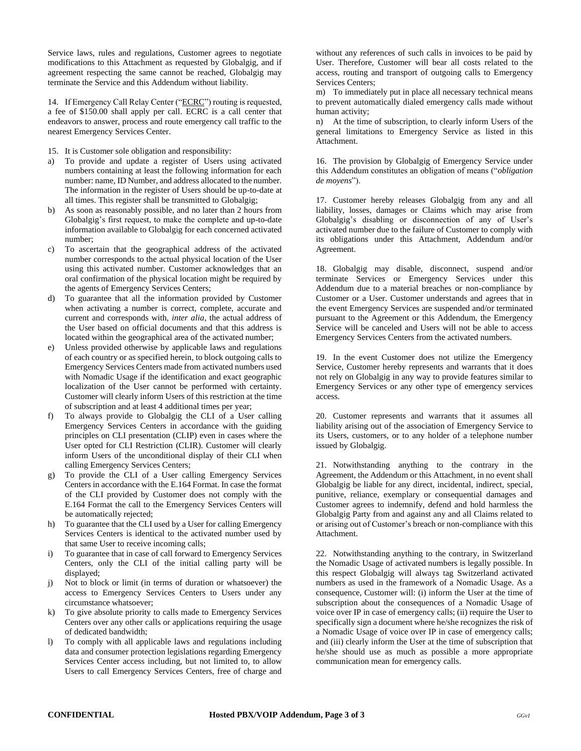Service laws, rules and regulations, Customer agrees to negotiate modifications to this Attachment as requested by Globalgig, and if agreement respecting the same cannot be reached, Globalgig may terminate the Service and this Addendum without liability.

14. If Emergency Call Relay Center ("ECRC") routing is requested, a fee of $150.00 shall apply per call. ECRC is a call center that endeavors to answer, process and route emergency call traffic to the nearest Emergency Services Center.

15. It is Customer sole obligation and responsibility:

a) To provide and update a register of Users using activated numbers containing at least the following information for each number: name, ID Number, and address allocated to the number. The information in the register of Users should be up-to-date at all times. This register shall be transmitted to Globalgig;
b) As soon as reasonably possible, and no later than 2 hours from Globalgig's first request, to make the complete and up-to-date information available to Globalgig for each concerned activated number;
c) To ascertain that the geographical address of the activated number corresponds to the actual physical location of the User using this activated number. Customer acknowledges that an oral confirmation of the physical location might be required by the agents of Emergency Services Centers;
d) To guarantee that all the information provided by Customer when activating a number is correct, complete, accurate and current and corresponds with, *inter alia*, the actual address of the User based on official documents and that this address is located within the geographical area of the activated number;
e) Unless provided otherwise by applicable laws and regulations of each country or as specified herein, to block outgoing calls to Emergency Services Centers made from activated numbers used with Nomadic Usage if the identification and exact geographic localization of the User cannot be performed with certainty. Customer will clearly inform Users of this restriction at the time of subscription and at least 4 additional times per year;
f) To always provide to Globalgig the CLI of a User calling Emergency Services Centers in accordance with the guiding principles on CLI presentation (CLIP) even in cases where the User opted for CLI Restriction (CLIR). Customer will clearly inform Users of the unconditional display of their CLI when calling Emergency Services Centers;
g) To provide the CLI of a User calling Emergency Services Centers in accordance with the E.164 Format. In case the format of the CLI provided by Customer does not comply with the E.164 Format the call to the Emergency Services Centers will be automatically rejected;
h) To guarantee that the CLI used by a User for calling Emergency Services Centers is identical to the activated number used by that same User to receive incoming calls;
i) To guarantee that in case of call forward to Emergency Services Centers, only the CLI of the initial calling party will be displayed;
j) Not to block or limit (in terms of duration or whatsoever) the access to Emergency Services Centers to Users under any circumstance whatsoever;
k) To give absolute priority to calls made to Emergency Services Centers over any other calls or applications requiring the usage of dedicated bandwidth;
l) To comply with all applicable laws and regulations including data and consumer protection legislations regarding Emergency Services Center access including, but not limited to, to allow Users to call Emergency Services Centers, free of charge and without any references of such calls in invoices to be paid by User. Therefore, Customer will bear all costs related to the access, routing and transport of outgoing calls to Emergency Services Centers;
m) To immediately put in place all necessary technical means to prevent automatically dialed emergency calls made without human activity;
n) At the time of subscription, to clearly inform Users of the general limitations to Emergency Service as listed in this Attachment.

16. The provision by Globalgig of Emergency Service under this Addendum constitutes an obligation of means ("*obligation de moyens*").

17. Customer hereby releases Globalgig from any and all liability, losses, damages or Claims which may arise from Globalgig's disabling or disconnection of any of User's activated number due to the failure of Customer to comply with its obligations under this Attachment, Addendum and/or Agreement.

18. Globalgig may disable, disconnect, suspend and/or terminate Services or Emergency Services under this Addendum due to a material breaches or non-compliance by Customer or a User. Customer understands and agrees that in the event Emergency Services are suspended and/or terminated pursuant to the Agreement or this Addendum, the Emergency Service will be canceled and Users will not be able to access Emergency Services Centers from the activated numbers.

19. In the event Customer does not utilize the Emergency Service, Customer hereby represents and warrants that it does not rely on Globalgig in any way to provide features similar to Emergency Services or any other type of emergency services access.

20. Customer represents and warrants that it assumes all liability arising out of the association of Emergency Service to its Users, customers, or to any holder of a telephone number issued by Globalgig.

21. Notwithstanding anything to the contrary in the Agreement, the Addendum or this Attachment, in no event shall Globalgig be liable for any direct, incidental, indirect, special, punitive, reliance, exemplary or consequential damages and Customer agrees to indemnify, defend and hold harmless the Globalgig Party from and against any and all Claims related to or arising out of Customer's breach or non-compliance with this Attachment.

22. Notwithstanding anything to the contrary, in Switzerland the Nomadic Usage of activated numbers is legally possible. In this respect Globalgig will always tag Switzerland activated numbers as used in the framework of a Nomadic Usage. As a consequence, Customer will: (i) inform the User at the time of subscription about the consequences of a Nomadic Usage of voice over IP in case of emergency calls; (ii) require the User to specifically sign a document where he/she recognizes the risk of a Nomadic Usage of voice over IP in case of emergency calls; and (iii) clearly inform the User at the time of subscription that he/she should use as much as possible a more appropriate communication mean for emergency calls.